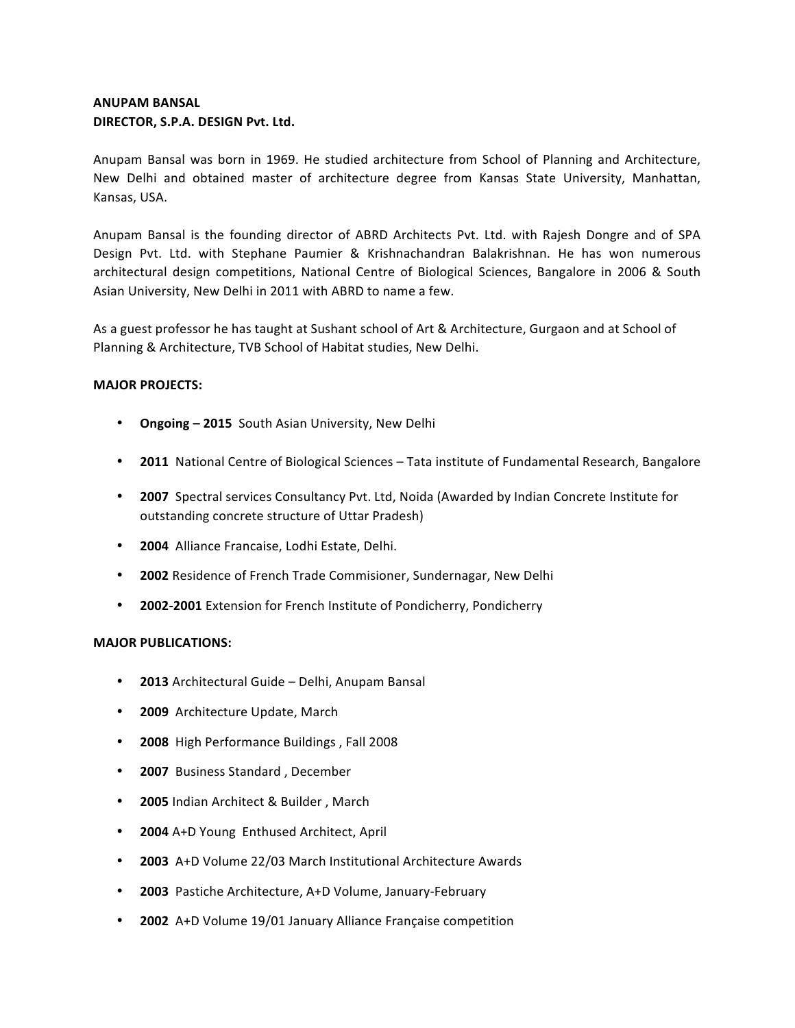**ANUPAM BANSAL**
**DIRECTOR, S.P.A. DESIGN Pvt. Ltd.**

Anupam Bansal was born in 1969. He studied architecture from School of Planning and Architecture, New Delhi and obtained master of architecture degree from Kansas State University, Manhattan, Kansas, USA.

Anupam Bansal is the founding director of ABRD Architects Pvt. Ltd. with Rajesh Dongre and of SPA Design Pvt. Ltd. with Stephane Paumier & Krishnachandran Balakrishnan. He has won numerous architectural design competitions, National Centre of Biological Sciences, Bangalore in 2006 & South Asian University, New Delhi in 2011 with ABRD to name a few.

As a guest professor he has taught at Sushant school of Art & Architecture, Gurgaon and at School of Planning & Architecture, TVB School of Habitat studies, New Delhi.

**MAJOR PROJECTS:**

- **Ongoing – 2015** South Asian University, New Delhi
- **2011** National Centre of Biological Sciences – Tata institute of Fundamental Research, Bangalore
- **2007** Spectral services Consultancy Pvt. Ltd, Noida (Awarded by Indian Concrete Institute for outstanding concrete structure of Uttar Pradesh)
- **2004** Alliance Francaise, Lodhi Estate, Delhi.
- **2002** Residence of French Trade Commisioner, Sundernagar, New Delhi
- **2002-2001** Extension for French Institute of Pondicherry, Pondicherry

**MAJOR PUBLICATIONS:**

- **2013** Architectural Guide – Delhi, Anupam Bansal
- **2009** Architecture Update, March
- **2008** High Performance Buildings , Fall 2008
- **2007** Business Standard , December
- **2005** Indian Architect & Builder , March
- **2004** A+D Young Enthused Architect, April
- **2003** A+D Volume 22/03 March Institutional Architecture Awards
- **2003** Pastiche Architecture, A+D Volume, January-February
- **2002** A+D Volume 19/01 January Alliance Française competition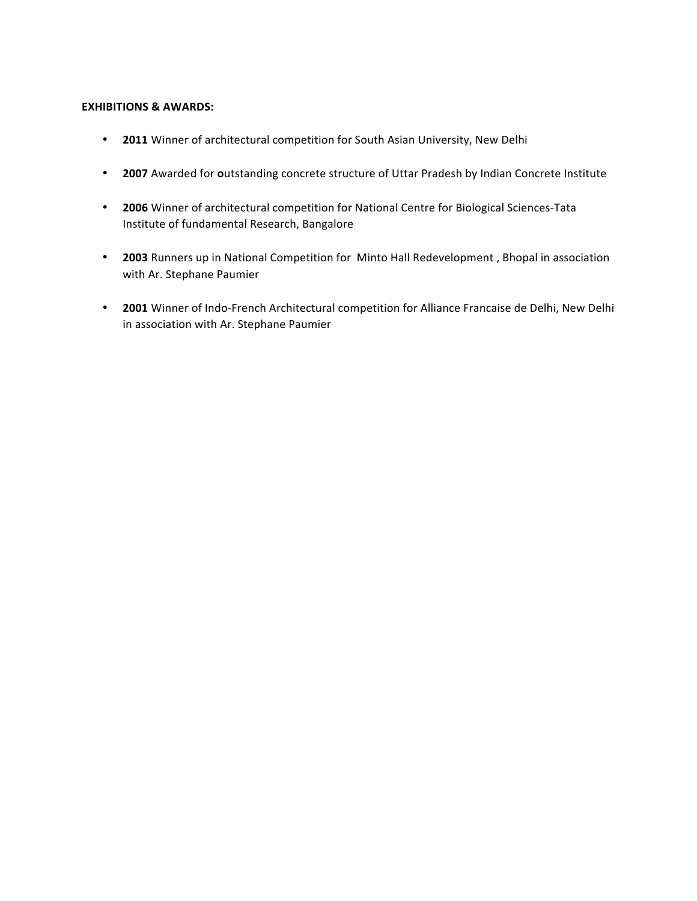**EXHIBITIONS & AWARDS:**

- **2011** Winner of architectural competition for South Asian University, New Delhi
- **2007** Awarded for **o**utstanding concrete structure of Uttar Pradesh by Indian Concrete Institute
- **2006** Winner of architectural competition for National Centre for Biological Sciences-Tata Institute of fundamental Research, Bangalore
- **2003** Runners up in National Competition for Minto Hall Redevelopment , Bhopal in association with Ar. Stephane Paumier
- **2001** Winner of Indo-French Architectural competition for Alliance Francaise de Delhi, New Delhi in association with Ar. Stephane Paumier